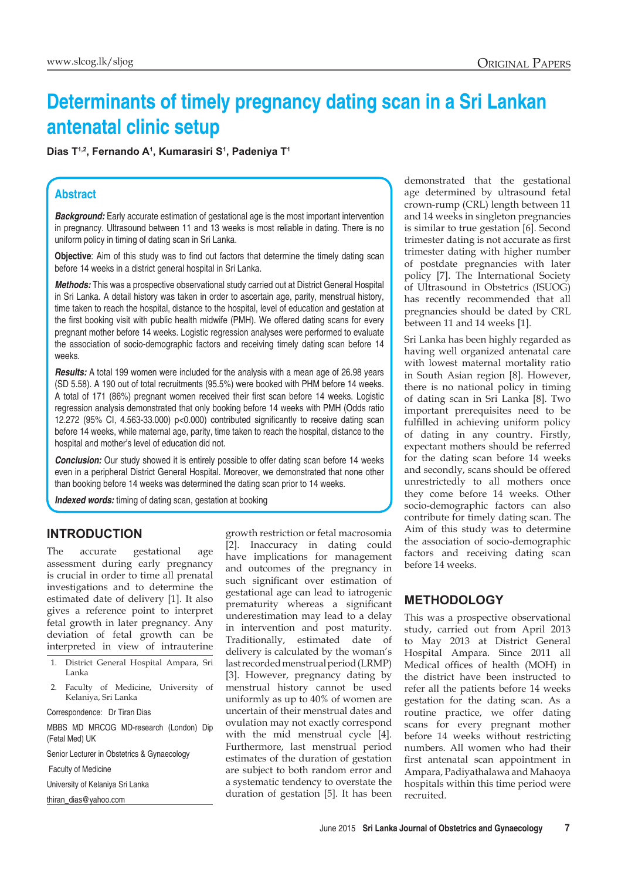# Determinants of timely pregnancy dating scan in a Sri Lankan antenatal clinic setup

**Dias T[1,2], Fernando A[1], Kumarasiri S[1], Padeniya T[1]**

## Abstract

***Background:*** Early accurate estimation of gestational age is the most important intervention in pregnancy. Ultrasound between 11 and 13 weeks is most reliable in dating. There is no uniform policy in timing of dating scan in Sri Lanka.

**Objective**: Aim of this study was to find out factors that determine the timely dating scan before 14 weeks in a district general hospital in Sri Lanka.

***Methods:*** This was a prospective observational study carried out at District General Hospital in Sri Lanka. A detail history was taken in order to ascertain age, parity, menstrual history, time taken to reach the hospital, distance to the hospital, level of education and gestation at the first booking visit with public health midwife (PMH). We offered dating scans for every pregnant mother before 14 weeks. Logistic regression analyses were performed to evaluate the association of socio-demographic factors and receiving timely dating scan before 14 weeks.

***Results:*** A total 199 women were included for the analysis with a mean age of 26.98 years (SD 5.58). A 190 out of total recruitments (95.5%) were booked with PHM before 14 weeks. A total of 171 (86%) pregnant women received their first scan before 14 weeks. Logistic regression analysis demonstrated that only booking before 14 weeks with PMH (Odds ratio 12.272 (95% CI, 4.563-33.000) p<0.000) contributed significantly to receive dating scan before 14 weeks, while maternal age, parity, time taken to reach the hospital, distance to the hospital and mother's level of education did not.

***Conclusion:*** Our study showed it is entirely possible to offer dating scan before 14 weeks even in a peripheral District General Hospital. Moreover, we demonstrated that none other than booking before 14 weeks was determined the dating scan prior to 14 weeks.

***Indexed words:*** timing of dating scan, gestation at booking

## INTRODUCTION

The accurate gestational age assessment during early pregnancy is crucial in order to time all prenatal investigations and to determine the estimated date of delivery [1]. It also gives a reference point to interpret fetal growth in later pregnancy. Any deviation of fetal growth can be interpreted in view of intrauterine growth restriction or fetal macrosomia [2]. Inaccuracy in dating could have implications for management and outcomes of the pregnancy in such significant over estimation of gestational age can lead to iatrogenic prematurity whereas a significant underestimation may lead to a delay in intervention and post maturity. Traditionally, estimated date of delivery is calculated by the woman's last recorded menstrual period (LRMP) [3]. However, pregnancy dating by menstrual history cannot be used uniformly as up to 40% of women are uncertain of their menstrual dates and ovulation may not exactly correspond with the mid menstrual cycle [4]. Furthermore, last menstrual period estimates of the duration of gestation are subject to both random error and a systematic tendency to overstate the duration of gestation [5]. It has been demonstrated that the gestational age determined by ultrasound fetal crown-rump (CRL) length between 11 and 14 weeks in singleton pregnancies is similar to true gestation [6]. Second trimester dating is not accurate as first trimester dating with higher number of postdate pregnancies with later policy [7]. The International Society of Ultrasound in Obstetrics (ISUOG) has recently recommended that all pregnancies should be dated by CRL between 11 and 14 weeks [1].

Sri Lanka has been highly regarded as having well organized antenatal care with lowest maternal mortality ratio in South Asian region [8]. However, there is no national policy in timing of dating scan in Sri Lanka [8]. Two important prerequisites need to be fulfilled in achieving uniform policy of dating in any country. Firstly, expectant mothers should be referred for the dating scan before 14 weeks and secondly, scans should be offered unrestrictedly to all mothers once they come before 14 weeks. Other socio-demographic factors can also contribute for timely dating scan. The Aim of this study was to determine the association of socio-demographic factors and receiving dating scan before 14 weeks.

## METHODOLOGY

This was a prospective observational study, carried out from April 2013 to May 2013 at District General Hospital Ampara. Since 2011 all Medical offices of health (MOH) in the district have been instructed to refer all the patients before 14 weeks gestation for the dating scan. As a routine practice, we offer dating scans for every pregnant mother before 14 weeks without restricting numbers. All women who had their first antenatal scan appointment in Ampara, Padiyathalawa and Mahaoya hospitals within this time period were recruited.

---

1. District General Hospital Ampara, Sri Lanka
2. Faculty of Medicine, University of Kelaniya, Sri Lanka

Correspondence: Dr Tiran Dias

MBBS MD MRCOG MD-research (London) Dip (Fetal Med) UK

Senior Lecturer in Obstetrics & Gynaecology

Faculty of Medicine

University of Kelaniya Sri Lanka

thiran_dias@yahoo.com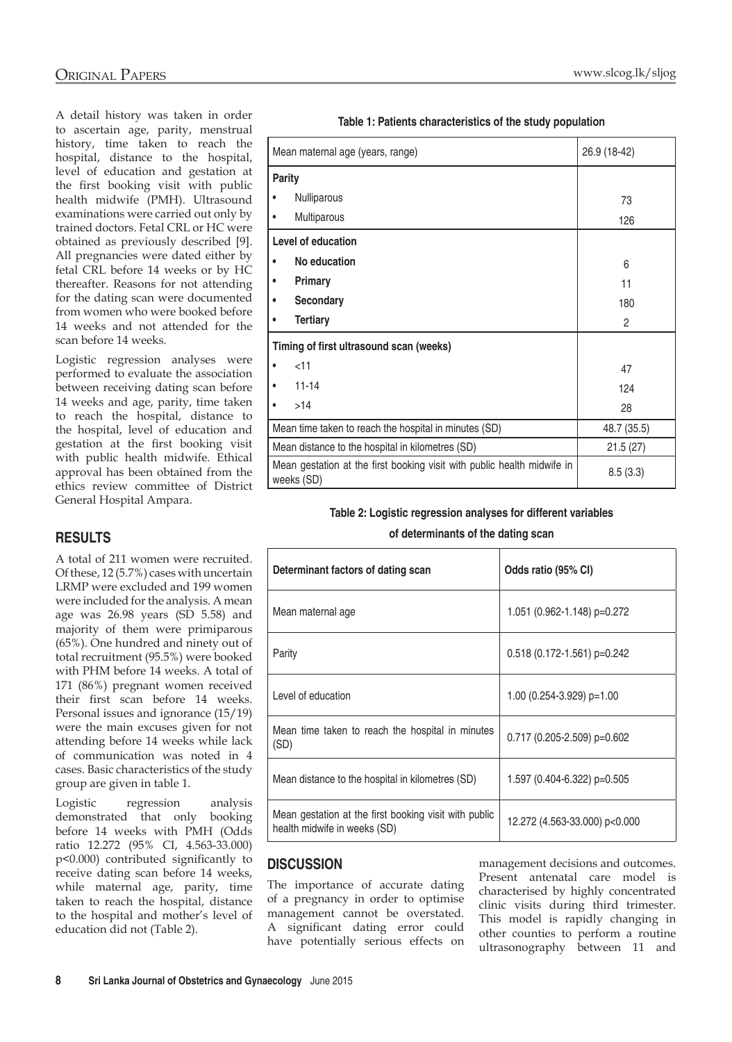A detail history was taken in order to ascertain age, parity, menstrual history, time taken to reach the hospital, distance to the hospital, level of education and gestation at the first booking visit with public health midwife (PMH). Ultrasound examinations were carried out only by trained doctors. Fetal CRL or HC were obtained as previously described [9]. All pregnancies were dated either by fetal CRL before 14 weeks or by HC thereafter. Reasons for not attending for the dating scan were documented from women who were booked before 14 weeks and not attended for the scan before 14 weeks.

Logistic regression analyses were performed to evaluate the association between receiving dating scan before 14 weeks and age, parity, time taken to reach the hospital, distance to the hospital, level of education and gestation at the first booking visit with public health midwife. Ethical approval has been obtained from the ethics review committee of District General Hospital Ampara.

## RESULTS

A total of 211 women were recruited. Of these, 12 (5.7%) cases with uncertain LRMP were excluded and 199 women were included for the analysis. A mean age was 26.98 years (SD 5.58) and majority of them were primiparous (65%). One hundred and ninety out of total recruitment (95.5%) were booked with PHM before 14 weeks. A total of 171 (86%) pregnant women received their first scan before 14 weeks. Personal issues and ignorance (15/19) were the main excuses given for not attending before 14 weeks while lack of communication was noted in 4 cases. Basic characteristics of the study group are given in table 1.

Logistic regression analysis demonstrated that only booking before 14 weeks with PMH (Odds ratio 12.272 (95% CI, 4.563-33.000) p<0.000) contributed significantly to receive dating scan before 14 weeks, while maternal age, parity, time taken to reach the hospital, distance to the hospital and mother's level of education did not (Table 2).

**Table 1: Patients characteristics of the study population**

| | |
|---|---|
| Mean maternal age (years, range) | 26.9 (18-42) |
| **Parity** | |
| • Nulliparous | 73 |
| • Multiparous | 126 |
| **Level of education** | |
| • **No education** | 6 |
| • **Primary** | 11 |
| • **Secondary** | 180 |
| • **Tertiary** | 2 |
| **Timing of first ultrasound scan (weeks)** | |
| • <11 | 47 |
| • 11-14 | 124 |
| • >14 | 28 |
| Mean time taken to reach the hospital in minutes (SD) | 48.7 (35.5) |
| Mean distance to the hospital in kilometres (SD) | 21.5 (27) |
| Mean gestation at the first booking visit with public health midwife in weeks (SD) | 8.5 (3.3) |

**Table 2: Logistic regression analyses for different variables of determinants of the dating scan**

| Determinant factors of dating scan | Odds ratio (95% CI) |
|---|---|
| Mean maternal age | 1.051 (0.962-1.148) p=0.272 |
| Parity | 0.518 (0.172-1.561) p=0.242 |
| Level of education | 1.00 (0.254-3.929) p=1.00 |
| Mean time taken to reach the hospital in minutes (SD) | 0.717 (0.205-2.509) p=0.602 |
| Mean distance to the hospital in kilometres (SD) | 1.597 (0.404-6.322) p=0.505 |
| Mean gestation at the first booking visit with public health midwife in weeks (SD) | 12.272 (4.563-33.000) p<0.000 |

## DISCUSSION

The importance of accurate dating of a pregnancy in order to optimise management cannot be overstated. A significant dating error could have potentially serious effects on management decisions and outcomes. Present antenatal care model is characterised by highly concentrated clinic visits during third trimester. This model is rapidly changing in other counties to perform a routine ultrasonography between 11 and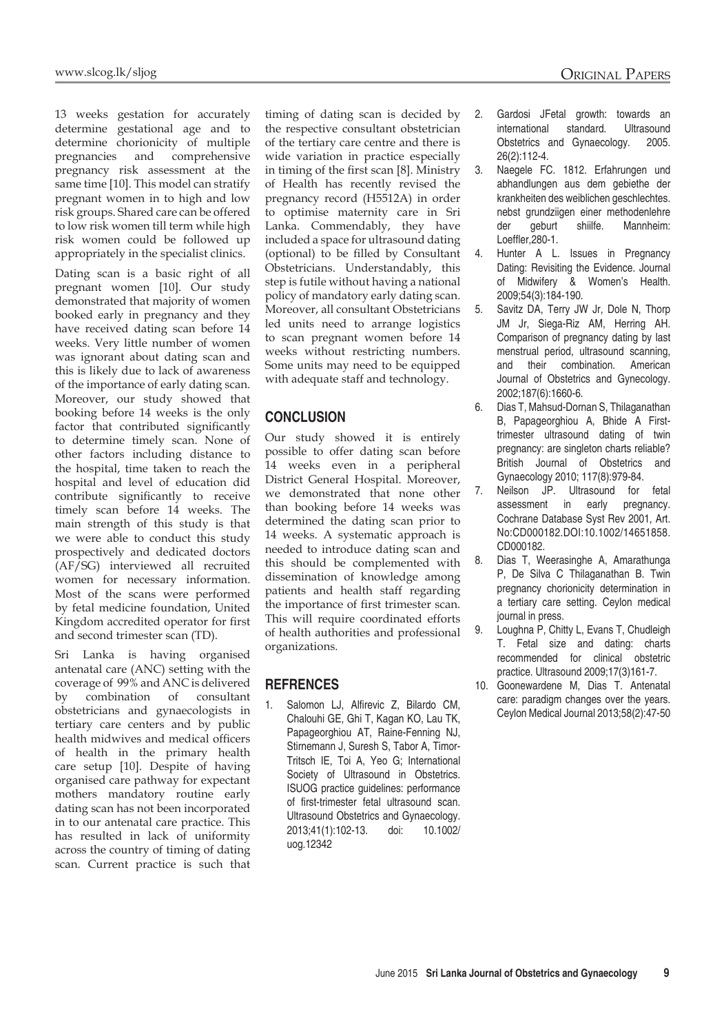13 weeks gestation for accurately determine gestational age and to determine chorionicity of multiple pregnancies and comprehensive pregnancy risk assessment at the same time [10]. This model can stratify pregnant women in to high and low risk groups. Shared care can be offered to low risk women till term while high risk women could be followed up appropriately in the specialist clinics.

Dating scan is a basic right of all pregnant women [10]. Our study demonstrated that majority of women booked early in pregnancy and they have received dating scan before 14 weeks. Very little number of women was ignorant about dating scan and this is likely due to lack of awareness of the importance of early dating scan. Moreover, our study showed that booking before 14 weeks is the only factor that contributed significantly to determine timely scan. None of other factors including distance to the hospital, time taken to reach the hospital and level of education did contribute significantly to receive timely scan before 14 weeks. The main strength of this study is that we were able to conduct this study prospectively and dedicated doctors (AF/SG) interviewed all recruited women for necessary information. Most of the scans were performed by fetal medicine foundation, United Kingdom accredited operator for first and second trimester scan (TD).

Sri Lanka is having organised antenatal care (ANC) setting with the coverage of 99% and ANC is delivered by combination of consultant obstetricians and gynaecologists in tertiary care centers and by public health midwives and medical officers of health in the primary health care setup [10]. Despite of having organised care pathway for expectant mothers mandatory routine early dating scan has not been incorporated in to our antenatal care practice. This has resulted in lack of uniformity across the country of timing of dating scan. Current practice is such that timing of dating scan is decided by the respective consultant obstetrician of the tertiary care centre and there is wide variation in practice especially in timing of the first scan [8]. Ministry of Health has recently revised the pregnancy record (H5512A) in order to optimise maternity care in Sri Lanka. Commendably, they have included a space for ultrasound dating (optional) to be filled by Consultant Obstetricians. Understandably, this step is futile without having a national policy of mandatory early dating scan. Moreover, all consultant Obstetricians led units need to arrange logistics to scan pregnant women before 14 weeks without restricting numbers. Some units may need to be equipped with adequate staff and technology.

## CONCLUSION

Our study showed it is entirely possible to offer dating scan before 14 weeks even in a peripheral District General Hospital. Moreover, we demonstrated that none other than booking before 14 weeks was determined the dating scan prior to 14 weeks. A systematic approach is needed to introduce dating scan and this should be complemented with dissemination of knowledge among patients and health staff regarding the importance of first trimester scan. This will require coordinated efforts of health authorities and professional organizations.

## REFRENCES

1. Salomon LJ, Alfirevic Z, Bilardo CM, Chalouhi GE, Ghi T, Kagan KO, Lau TK, Papageorghiou AT, Raine-Fenning NJ, Stirnemann J, Suresh S, Tabor A, Timor-Tritsch IE, Toi A, Yeo G; International Society of Ultrasound in Obstetrics. ISUOG practice guidelines: performance of first-trimester fetal ultrasound scan. Ultrasound Obstetrics and Gynaecology. 2013;41(1):102-13. doi: 10.1002/uog.12342
2. Gardosi JFetal growth: towards an international standard. Ultrasound Obstetrics and Gynaecology. 2005. 26(2):112-4.
3. Naegele FC. 1812. Erfahrungen und abhandlungen aus dem gebiethe der krankheiten des weiblichen geschlechtes. nebst grundziigen einer methodenlehre der geburt shiilfe. Mannheim: Loeffler,280-1.
4. Hunter A L. Issues in Pregnancy Dating: Revisiting the Evidence. Journal of Midwifery & Women's Health. 2009;54(3):184-190.
5. Savitz DA, Terry JW Jr, Dole N, Thorp JM Jr, Siega-Riz AM, Herring AH. Comparison of pregnancy dating by last menstrual period, ultrasound scanning, and their combination. American Journal of Obstetrics and Gynecology. 2002;187(6):1660-6.
6. Dias T, Mahsud-Dornan S, Thilaganathan B, Papageorghiou A, Bhide A First-trimester ultrasound dating of twin pregnancy: are singleton charts reliable? British Journal of Obstetrics and Gynaecology 2010; 117(8):979-84.
7. Neilson JP. Ultrasound for fetal assessment in early pregnancy. Cochrane Database Syst Rev 2001, Art. No:CD000182.DOI:10.1002/14651858.CD000182.
8. Dias T, Weerasinghe A, Amarathunga P, De Silva C Thilaganathan B. Twin pregnancy chorionicity determination in a tertiary care setting. Ceylon medical journal in press.
9. Loughna P, Chitty L, Evans T, Chudleigh T. Fetal size and dating: charts recommended for clinical obstetric practice. Ultrasound 2009;17(3)161-7.
10. Goonewardene M, Dias T. Antenatal care: paradigm changes over the years. Ceylon Medical Journal 2013;58(2):47-50